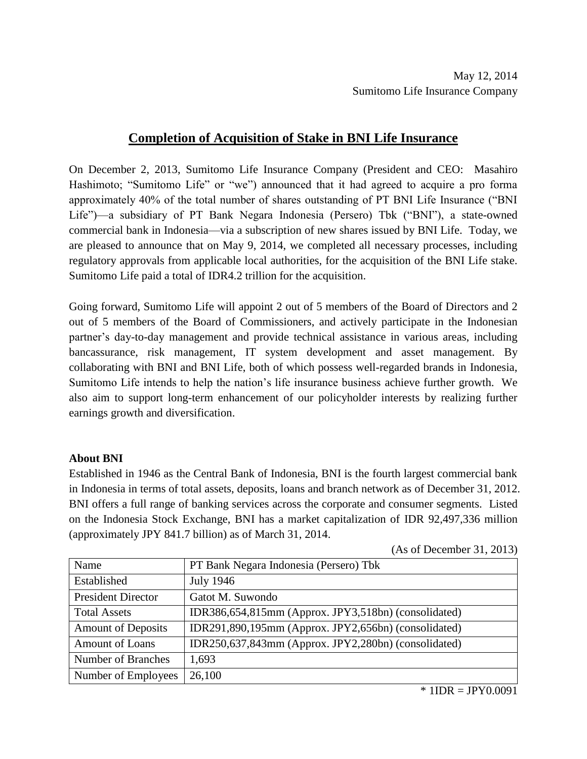May 12, 2014
Sumitomo Life Insurance Company

# Completion of Acquisition of Stake in BNI Life Insurance

On December 2, 2013, Sumitomo Life Insurance Company (President and CEO: Masahiro Hashimoto; "Sumitomo Life" or "we") announced that it had agreed to acquire a pro forma approximately 40% of the total number of shares outstanding of PT BNI Life Insurance ("BNI Life")—a subsidiary of PT Bank Negara Indonesia (Persero) Tbk ("BNI"), a state-owned commercial bank in Indonesia—via a subscription of new shares issued by BNI Life. Today, we are pleased to announce that on May 9, 2014, we completed all necessary processes, including regulatory approvals from applicable local authorities, for the acquisition of the BNI Life stake. Sumitomo Life paid a total of IDR4.2 trillion for the acquisition.

Going forward, Sumitomo Life will appoint 2 out of 5 members of the Board of Directors and 2 out of 5 members of the Board of Commissioners, and actively participate in the Indonesian partner's day-to-day management and provide technical assistance in various areas, including bancassurance, risk management, IT system development and asset management. By collaborating with BNI and BNI Life, both of which possess well-regarded brands in Indonesia, Sumitomo Life intends to help the nation's life insurance business achieve further growth. We also aim to support long-term enhancement of our policyholder interests by realizing further earnings growth and diversification.

**About BNI**

Established in 1946 as the Central Bank of Indonesia, BNI is the fourth largest commercial bank in Indonesia in terms of total assets, deposits, loans and branch network as of December 31, 2012. BNI offers a full range of banking services across the corporate and consumer segments. Listed on the Indonesia Stock Exchange, BNI has a market capitalization of IDR 92,497,336 million (approximately JPY 841.7 billion) as of March 31, 2014.

(As of December 31, 2013)

| Name | PT Bank Negara Indonesia (Persero) Tbk |
|---|---|
| Established | July 1946 |
| President Director | Gatot M. Suwondo |
| Total Assets | IDR386,654,815mm (Approx. JPY3,518bn) (consolidated) |
| Amount of Deposits | IDR291,890,195mm (Approx. JPY2,656bn) (consolidated) |
| Amount of Loans | IDR250,637,843mm (Approx. JPY2,280bn) (consolidated) |
| Number of Branches | 1,693 |
| Number of Employees | 26,100 |

* 1IDR = JPY0.0091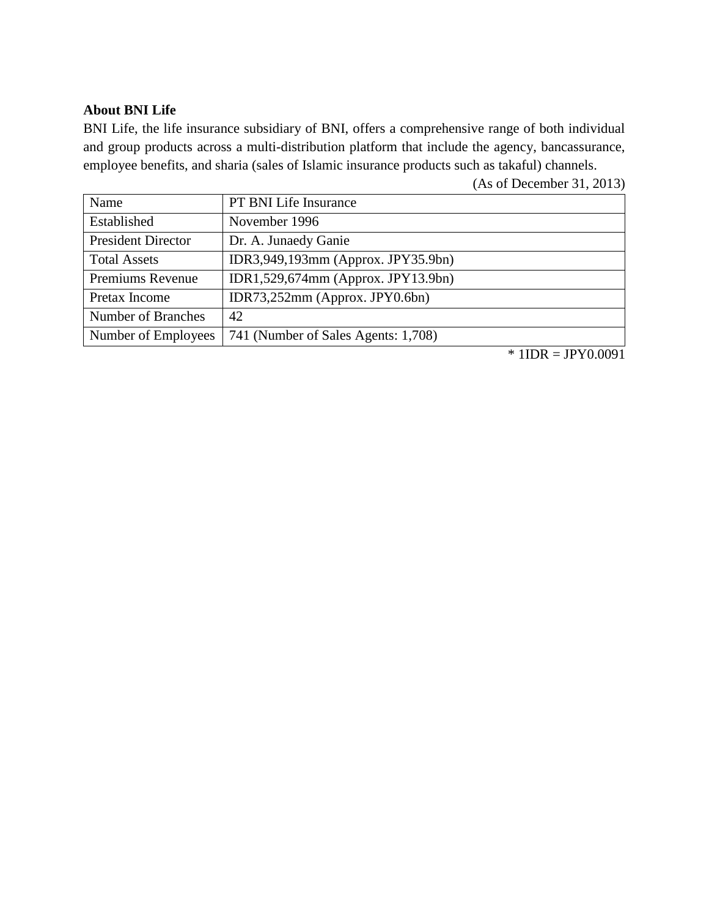**About BNI Life**

BNI Life, the life insurance subsidiary of BNI, offers a comprehensive range of both individual and group products across a multi-distribution platform that include the agency, bancassurance, employee benefits, and sharia (sales of Islamic insurance products such as takaful) channels.

(As of December 31, 2013)

| | |
|---|---|
| Name | PT BNI Life Insurance |
| Established | November 1996 |
| President Director | Dr. A. Junaedy Ganie |
| Total Assets | IDR3,949,193mm (Approx. JPY35.9bn) |
| Premiums Revenue | IDR1,529,674mm (Approx. JPY13.9bn) |
| Pretax Income | IDR73,252mm (Approx. JPY0.6bn) |
| Number of Branches | 42 |
| Number of Employees | 741 (Number of Sales Agents: 1,708) |

* 1IDR = JPY0.0091